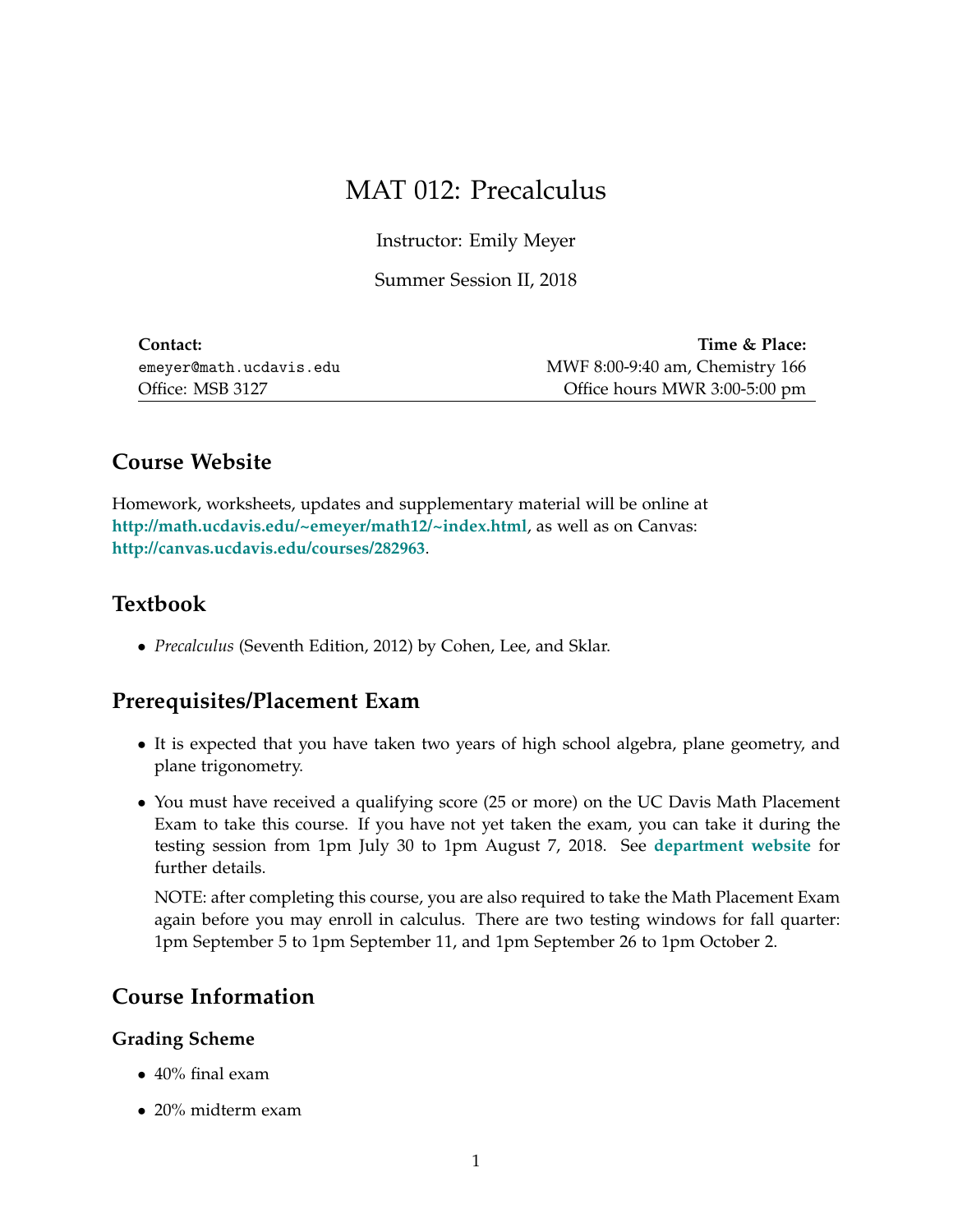# MAT 012: Precalculus

Instructor: Emily Meyer

Summer Session II, 2018

| **Contact:** | **Time & Place:** |
|---|---|
| `emeyer@math.ucdavis.edu` | MWF 8:00-9:40 am, Chemistry 166 |
| Office: MSB 3127 | Office hours MWR 3:00-5:00 pm |

## Course Website

Homework, worksheets, updates and supplementary material will be online at **http://math.ucdavis.edu/~emeyer/math12/~index.html**, as well as on Canvas: **http://canvas.ucdavis.edu/courses/282963**.

## Textbook

- *Precalculus* (Seventh Edition, 2012) by Cohen, Lee, and Sklar.

## Prerequisites/Placement Exam

- It is expected that you have taken two years of high school algebra, plane geometry, and plane trigonometry.
- You must have received a qualifying score (25 or more) on the UC Davis Math Placement Exam to take this course. If you have not yet taken the exam, you can take it during the testing session from 1pm July 30 to 1pm August 7, 2018. See **department website** for further details.

  NOTE: after completing this course, you are also required to take the Math Placement Exam again before you may enroll in calculus. There are two testing windows for fall quarter: 1pm September 5 to 1pm September 11, and 1pm September 26 to 1pm October 2.

## Course Information

### Grading Scheme

- 40% final exam
- 20% midterm exam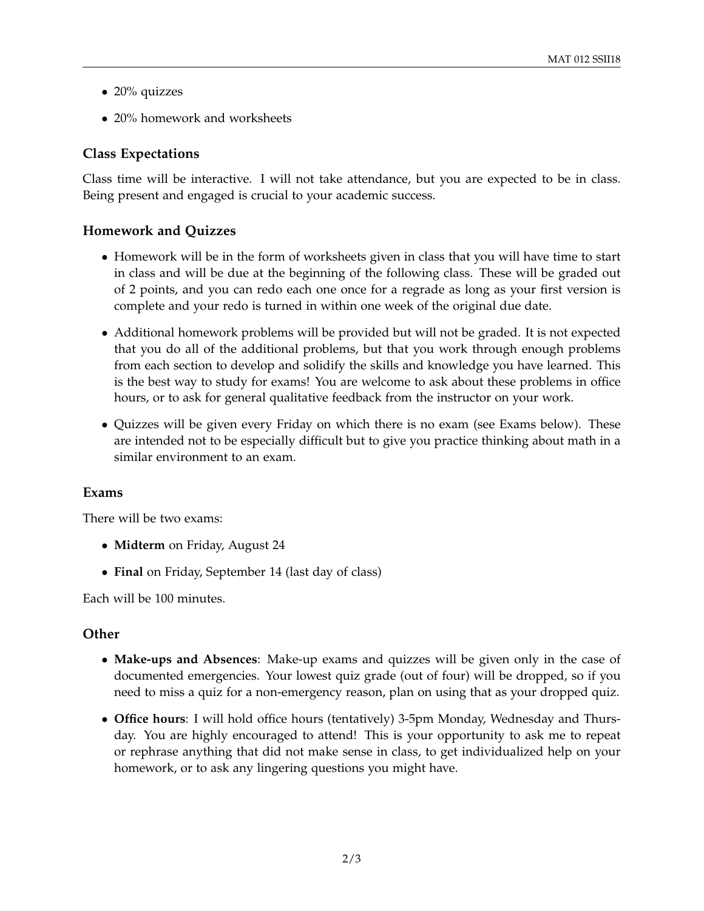- 20% quizzes
- 20% homework and worksheets

### Class Expectations

Class time will be interactive. I will not take attendance, but you are expected to be in class. Being present and engaged is crucial to your academic success.

### Homework and Quizzes

- Homework will be in the form of worksheets given in class that you will have time to start in class and will be due at the beginning of the following class. These will be graded out of 2 points, and you can redo each one once for a regrade as long as your first version is complete and your redo is turned in within one week of the original due date.
- Additional homework problems will be provided but will not be graded. It is not expected that you do all of the additional problems, but that you work through enough problems from each section to develop and solidify the skills and knowledge you have learned. This is the best way to study for exams! You are welcome to ask about these problems in office hours, or to ask for general qualitative feedback from the instructor on your work.
- Quizzes will be given every Friday on which there is no exam (see Exams below). These are intended not to be especially difficult but to give you practice thinking about math in a similar environment to an exam.

### Exams

There will be two exams:

- **Midterm** on Friday, August 24
- **Final** on Friday, September 14 (last day of class)

Each will be 100 minutes.

### Other

- **Make-ups and Absences**: Make-up exams and quizzes will be given only in the case of documented emergencies. Your lowest quiz grade (out of four) will be dropped, so if you need to miss a quiz for a non-emergency reason, plan on using that as your dropped quiz.
- **Office hours**: I will hold office hours (tentatively) 3-5pm Monday, Wednesday and Thursday. You are highly encouraged to attend! This is your opportunity to ask me to repeat or rephrase anything that did not make sense in class, to get individualized help on your homework, or to ask any lingering questions you might have.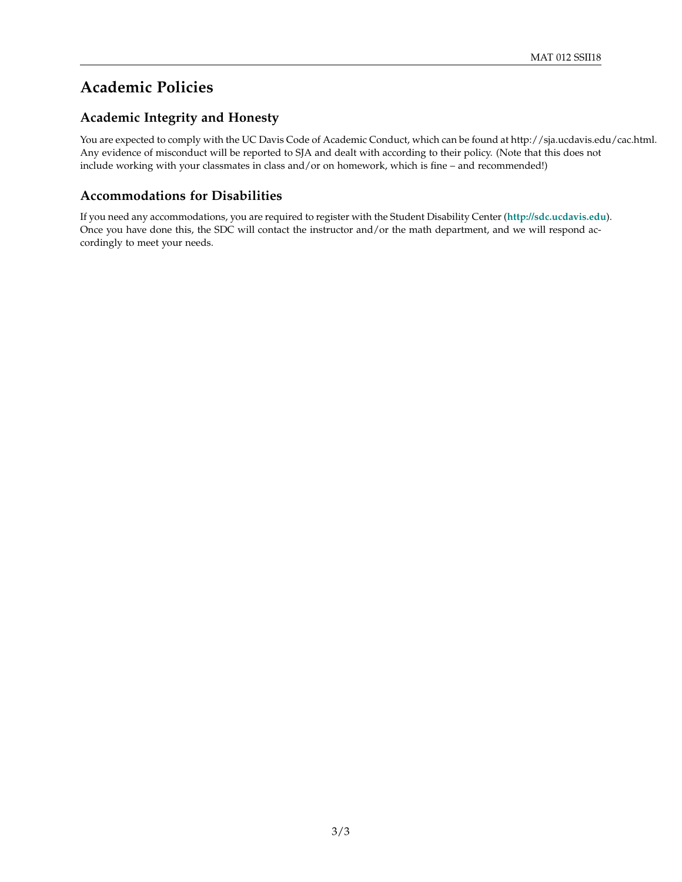# Academic Policies

## Academic Integrity and Honesty

You are expected to comply with the UC Davis Code of Academic Conduct, which can be found at http://sja.ucdavis.edu/cac.html. Any evidence of misconduct will be reported to SJA and dealt with according to their policy. (Note that this does not include working with your classmates in class and/or on homework, which is fine – and recommended!)

## Accommodations for Disabilities

If you need any accommodations, you are required to register with the Student Disability Center (**http://sdc.ucdavis.edu**). Once you have done this, the SDC will contact the instructor and/or the math department, and we will respond accordingly to meet your needs.